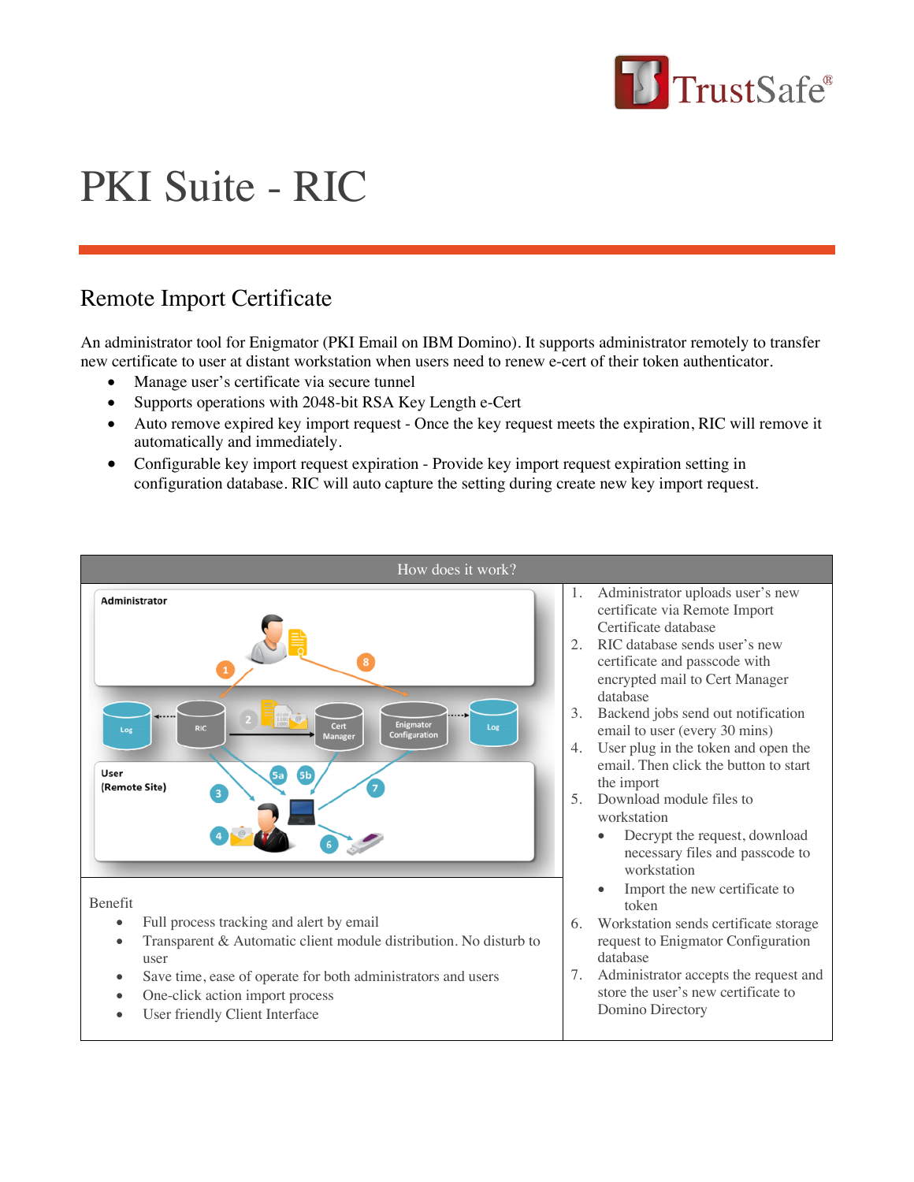# PKI Suite - RIC

## Remote Import Certificate

An administrator tool for Enigmator (PKI Email on IBM Domino). It supports administrator remotely to transfer new certificate to user at distant workstation when users need to renew e-cert of their token authenticator.

- Manage user's certificate via secure tunnel
- Supports operations with 2048-bit RSA Key Length e-Cert
- Auto remove expired key import request - Once the key request meets the expiration, RIC will remove it automatically and immediately.
- Configurable key import request expiration - Provide key import request expiration setting in configuration database. RIC will auto capture the setting during create new key import request.

### How does it work?

1. Administrator uploads user's new certificate via Remote Import Certificate database
2. RIC database sends user's new certificate and passcode with encrypted mail to Cert Manager database
3. Backend jobs send out notification email to user (every 30 mins)
4. User plug in the token and open the email. Then click the button to start the import
5. Download module files to workstation
   - Decrypt the request, download necessary files and passcode to workstation
   - Import the new certificate to token
6. Workstation sends certificate storage request to Enigmator Configuration database
7. Administrator accepts the request and store the user's new certificate to Domino Directory

Benefit

- Full process tracking and alert by email
- Transparent & Automatic client module distribution. No disturb to user
- Save time, ease of operate for both administrators and users
- One-click action import process
- User friendly Client Interface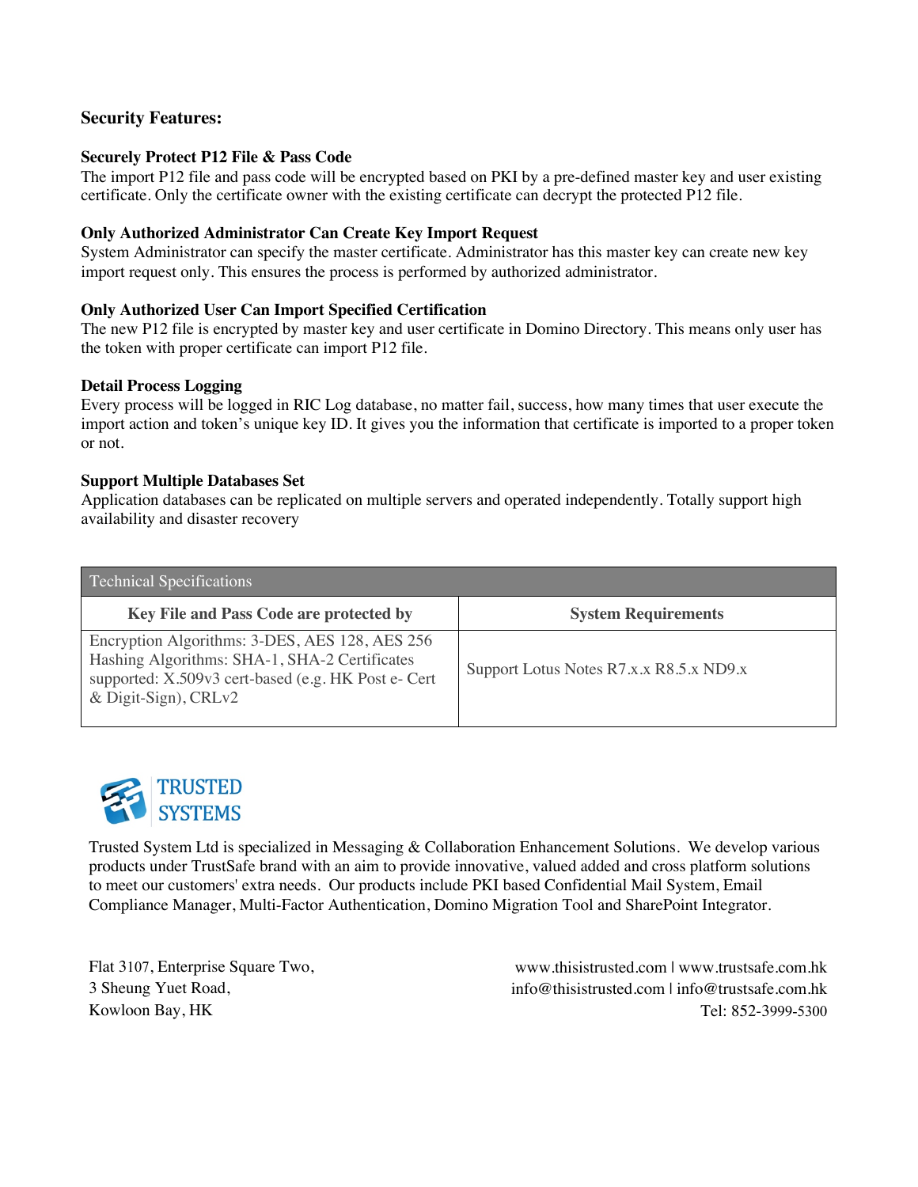## Security Features:

### Securely Protect P12 File & Pass Code

The import P12 file and pass code will be encrypted based on PKI by a pre-defined master key and user existing certificate. Only the certificate owner with the existing certificate can decrypt the protected P12 file.

### Only Authorized Administrator Can Create Key Import Request

System Administrator can specify the master certificate. Administrator has this master key can create new key import request only. This ensures the process is performed by authorized administrator.

### Only Authorized User Can Import Specified Certification

The new P12 file is encrypted by master key and user certificate in Domino Directory. This means only user has the token with proper certificate can import P12 file.

### Detail Process Logging

Every process will be logged in RIC Log database, no matter fail, success, how many times that user execute the import action and token's unique key ID. It gives you the information that certificate is imported to a proper token or not.

### Support Multiple Databases Set

Application databases can be replicated on multiple servers and operated independently. Totally support high availability and disaster recovery

| Technical Specifications | |
|---|---|
| **Key File and Pass Code are protected by** | **System Requirements** |
| Encryption Algorithms: 3-DES, AES 128, AES 256 Hashing Algorithms: SHA-1, SHA-2 Certificates supported: X.509v3 cert-based (e.g. HK Post e- Cert & Digit-Sign), CRLv2 | Support Lotus Notes R7.x.x R8.5.x ND9.x |

TRUSTED SYSTEMS

Trusted System Ltd is specialized in Messaging & Collaboration Enhancement Solutions. We develop various products under TrustSafe brand with an aim to provide innovative, valued added and cross platform solutions to meet our customers' extra needs. Our products include PKI based Confidential Mail System, Email Compliance Manager, Multi-Factor Authentication, Domino Migration Tool and SharePoint Integrator.

Flat 3107, Enterprise Square Two,
3 Sheung Yuet Road,
Kowloon Bay, HK

www.thisistrusted.com | www.trustsafe.com.hk
info@thisistrusted.com | info@trustsafe.com.hk
Tel: 852-3999-5300